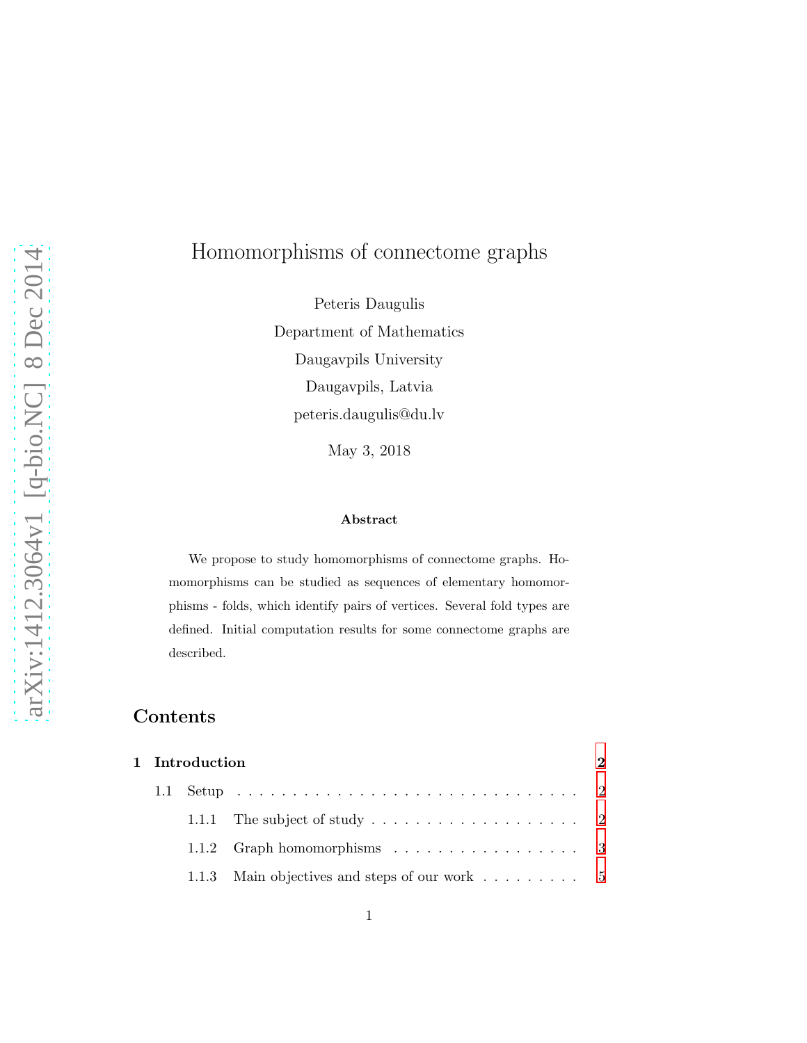# Homomorphisms of connectome graphs

Peteris Daugulis

Department of Mathematics

Daugavpils University

Daugavpils, Latvia

peteris.daugulis@du.lv

May 3, 2018

### Abstract

We propose to study homomorphisms of connectome graphs. Homomorphisms can be studied as sequences of elementary homomorphisms - folds, which identify pairs of vertices. Several fold types are defined. Initial computation results for some connectome graphs are described.

## Contents

**1 Introduction** **2**

1.1 Setup . . . . . . . . . . . . . . . . . . . . . . . . . . . . . . . . 2

1.1.1 The subject of study . . . . . . . . . . . . . . . . . . . 2

1.1.2 Graph homomorphisms . . . . . . . . . . . . . . . . . 3

1.1.3 Main objectives and steps of our work . . . . . . . . . 5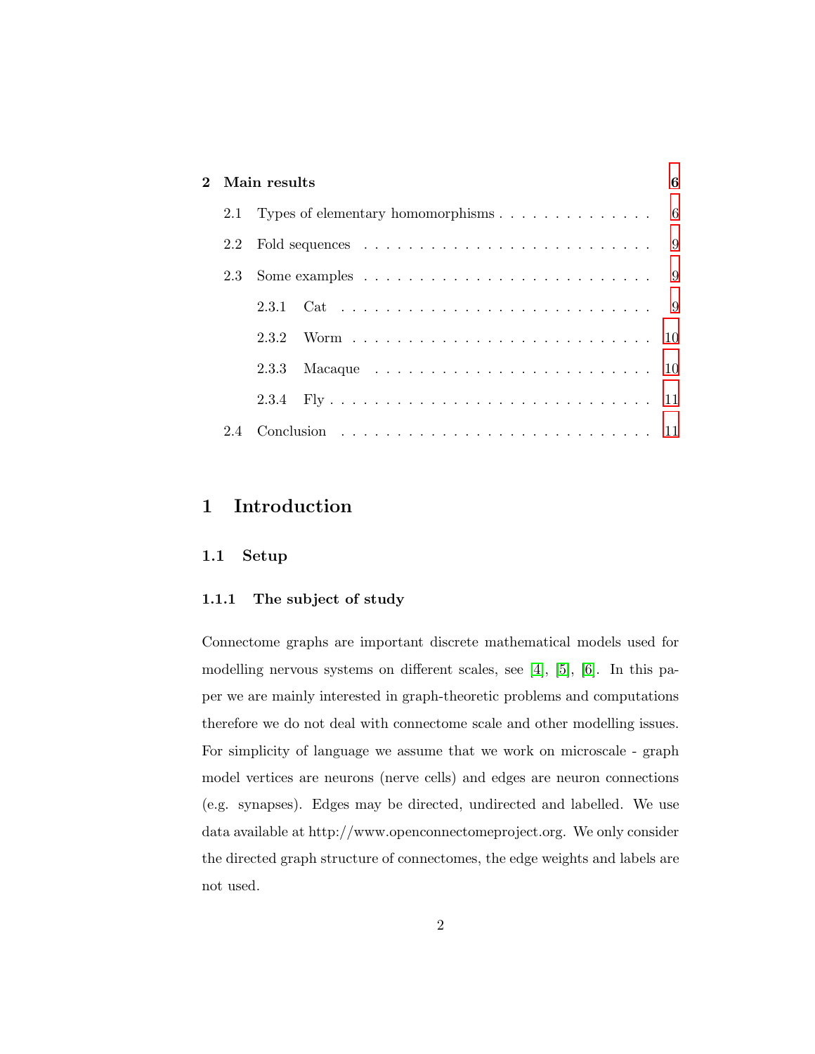**2 Main results** 6

- 2.1 Types of elementary homomorphisms . . . . . . . . . . . . . . . 6
- 2.2 Fold sequences . . . . . . . . . . . . . . . . . . . . . . . . . . 9
- 2.3 Some examples . . . . . . . . . . . . . . . . . . . . . . . . . . 9
  - 2.3.1 Cat . . . . . . . . . . . . . . . . . . . . . . . . . . 9
  - 2.3.2 Worm . . . . . . . . . . . . . . . . . . . . . . . . . 10
  - 2.3.3 Macaque . . . . . . . . . . . . . . . . . . . . . . . . 10
  - 2.3.4 Fly . . . . . . . . . . . . . . . . . . . . . . . . . . 11
- 2.4 Conclusion . . . . . . . . . . . . . . . . . . . . . . . . . . . 11

# 1 Introduction

## 1.1 Setup

### 1.1.1 The subject of study

Connectome graphs are important discrete mathematical models used for modelling nervous systems on different scales, see [4], [5], [6]. In this paper we are mainly interested in graph-theoretic problems and computations therefore we do not deal with connectome scale and other modelling issues. For simplicity of language we assume that we work on microscale - graph model vertices are neurons (nerve cells) and edges are neuron connections (e.g. synapses). Edges may be directed, undirected and labelled. We use data available at http://www.openconnectomeproject.org. We only consider the directed graph structure of connectomes, the edge weights and labels are not used.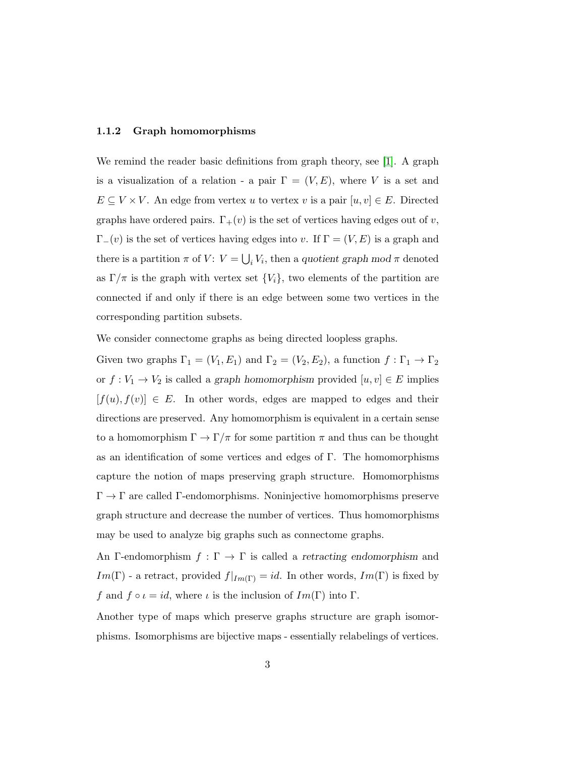### 1.1.2 Graph homomorphisms

We remind the reader basic definitions from graph theory, see [1]. A graph is a visualization of a relation - a pair $\Gamma = (V, E)$, where $V$ is a set and $E \subseteq V \times V$. An edge from vertex $u$ to vertex $v$ is a pair $[u, v] \in E$. Directed graphs have ordered pairs. $\Gamma_+(v)$ is the set of vertices having edges out of $v$, $\Gamma_-(v)$ is the set of vertices having edges into $v$. If $\Gamma = (V, E)$ is a graph and there is a partition $\pi$ of $V$: $V = \bigcup_i V_i$, then a *quotient graph mod* $\pi$ denoted as $\Gamma/\pi$ is the graph with vertex set $\{V_i\}$, two elements of the partition are connected if and only if there is an edge between some two vertices in the corresponding partition subsets.

We consider connectome graphs as being directed loopless graphs.

Given two graphs $\Gamma_1 = (V_1, E_1)$ and $\Gamma_2 = (V_2, E_2)$, a function $f : \Gamma_1 \to \Gamma_2$ or $f : V_1 \to V_2$ is called a *graph homomorphism* provided $[u, v] \in E$ implies $[f(u), f(v)] \in E$. In other words, edges are mapped to edges and their directions are preserved. Any homomorphism is equivalent in a certain sense to a homomorphism $\Gamma \to \Gamma/\pi$ for some partition $\pi$ and thus can be thought as an identification of some vertices and edges of $\Gamma$. The homomorphisms capture the notion of maps preserving graph structure. Homomorphisms $\Gamma \to \Gamma$ are called $\Gamma$-endomorphisms. Noninjective homomorphisms preserve graph structure and decrease the number of vertices. Thus homomorphisms may be used to analyze big graphs such as connectome graphs.

An $\Gamma$-endomorphism $f : \Gamma \to \Gamma$ is called a *retracting endomorphism* and $Im(\Gamma)$ - a retract, provided $f|_{Im(\Gamma)} = id$. In other words, $Im(\Gamma)$ is fixed by $f$ and $f \circ \iota = id$, where $\iota$ is the inclusion of $Im(\Gamma)$ into $\Gamma$.

Another type of maps which preserve graphs structure are graph isomorphisms. Isomorphisms are bijective maps - essentially relabelings of vertices.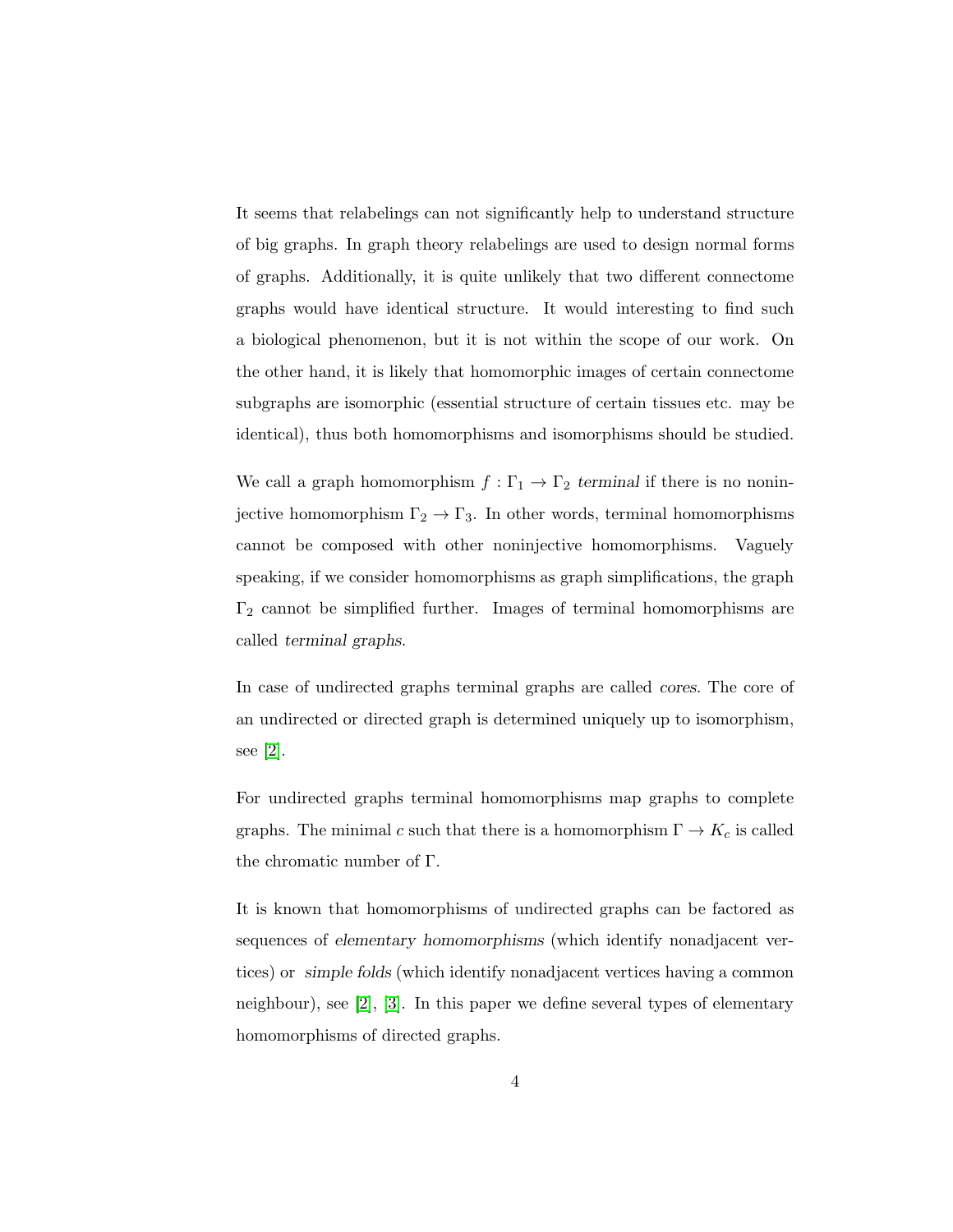It seems that relabelings can not significantly help to understand structure of big graphs. In graph theory relabelings are used to design normal forms of graphs. Additionally, it is quite unlikely that two different connectome graphs would have identical structure. It would interesting to find such a biological phenomenon, but it is not within the scope of our work. On the other hand, it is likely that homomorphic images of certain connectome subgraphs are isomorphic (essential structure of certain tissues etc. may be identical), thus both homomorphisms and isomorphisms should be studied.

We call a graph homomorphism $f : \Gamma_1 \to \Gamma_2$ *terminal* if there is no noninjective homomorphism $\Gamma_2 \to \Gamma_3$. In other words, terminal homomorphisms cannot be composed with other noninjective homomorphisms. Vaguely speaking, if we consider homomorphisms as graph simplifications, the graph $\Gamma_2$ cannot be simplified further. Images of terminal homomorphisms are called *terminal graphs*.

In case of undirected graphs terminal graphs are called *cores*. The core of an undirected or directed graph is determined uniquely up to isomorphism, see [2].

For undirected graphs terminal homomorphisms map graphs to complete graphs. The minimal $c$ such that there is a homomorphism $\Gamma \to K_c$ is called the chromatic number of $\Gamma$.

It is known that homomorphisms of undirected graphs can be factored as sequences of *elementary homomorphisms* (which identify nonadjacent vertices) or *simple folds* (which identify nonadjacent vertices having a common neighbour), see [2], [3]. In this paper we define several types of elementary homomorphisms of directed graphs.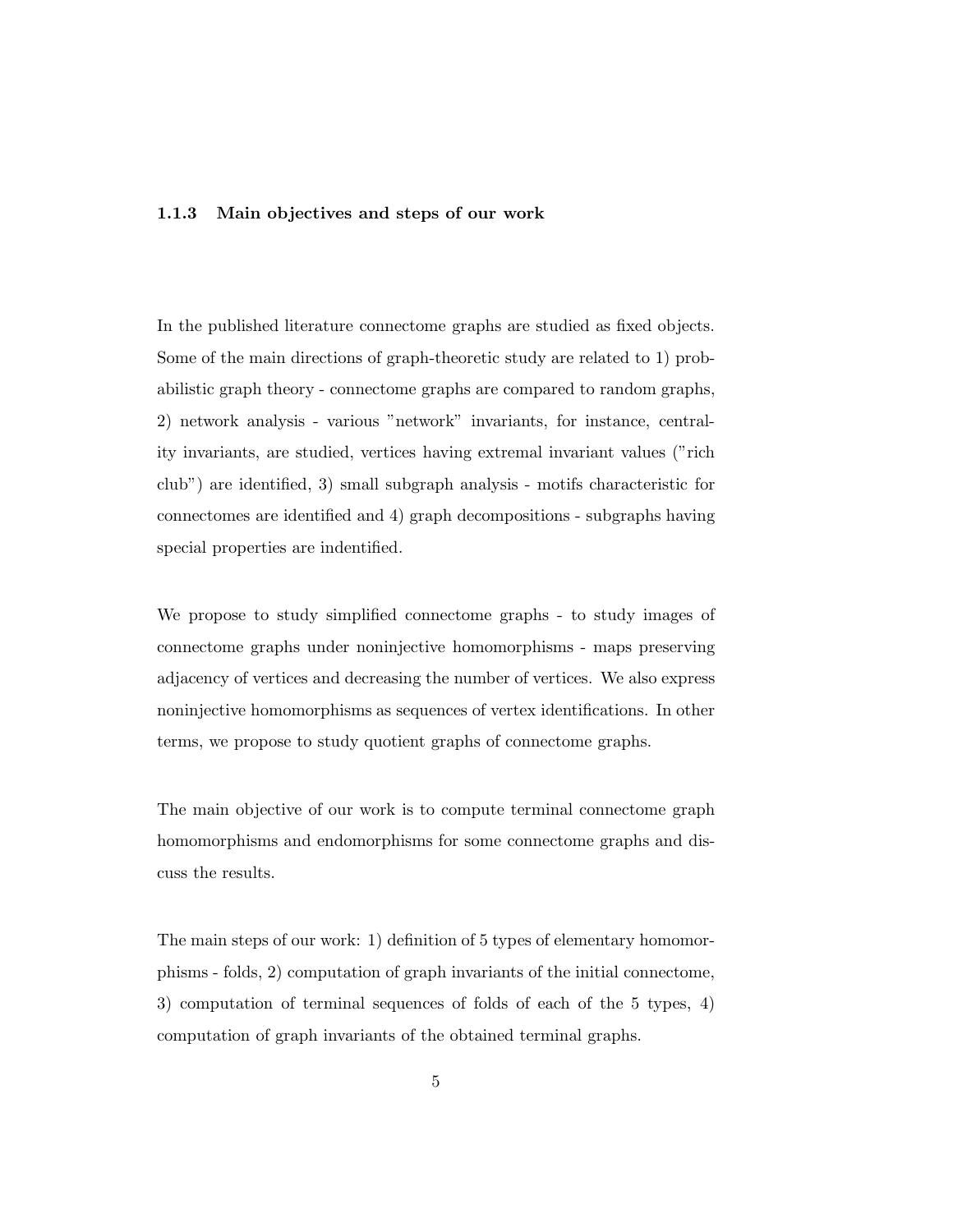### 1.1.3 Main objectives and steps of our work

In the published literature connectome graphs are studied as fixed objects. Some of the main directions of graph-theoretic study are related to 1) probabilistic graph theory - connectome graphs are compared to random graphs, 2) network analysis - various "network" invariants, for instance, centrality invariants, are studied, vertices having extremal invariant values ("rich club") are identified, 3) small subgraph analysis - motifs characteristic for connectomes are identified and 4) graph decompositions - subgraphs having special properties are indentified.

We propose to study simplified connectome graphs - to study images of connectome graphs under noninjective homomorphisms - maps preserving adjacency of vertices and decreasing the number of vertices. We also express noninjective homomorphisms as sequences of vertex identifications. In other terms, we propose to study quotient graphs of connectome graphs.

The main objective of our work is to compute terminal connectome graph homomorphisms and endomorphisms for some connectome graphs and discuss the results.

The main steps of our work: 1) definition of 5 types of elementary homomorphisms - folds, 2) computation of graph invariants of the initial connectome, 3) computation of terminal sequences of folds of each of the 5 types, 4) computation of graph invariants of the obtained terminal graphs.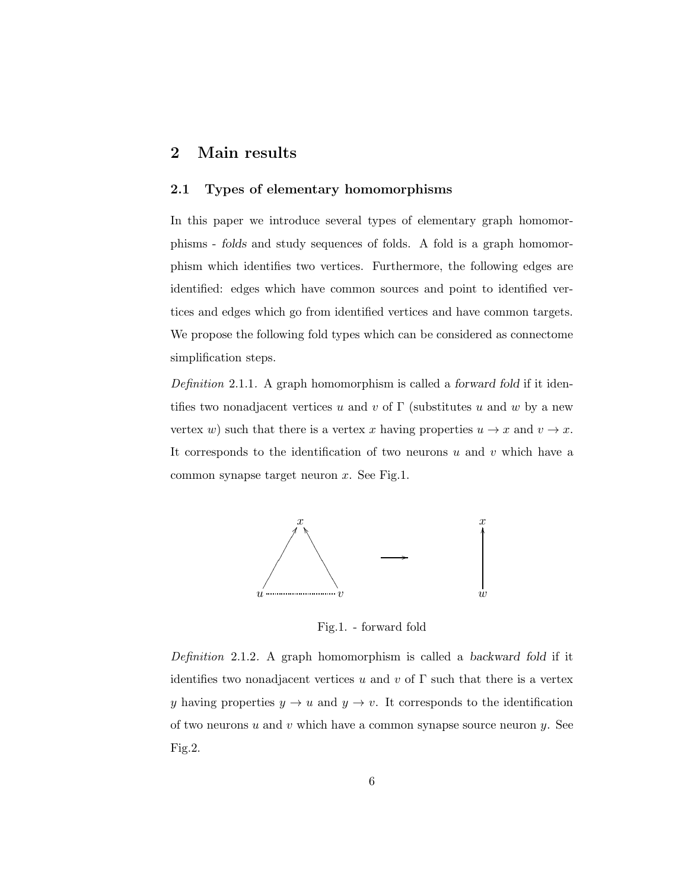## 2 Main results

### 2.1 Types of elementary homomorphisms

In this paper we introduce several types of elementary graph homomorphisms - *folds* and study sequences of folds. A fold is a graph homomorphism which identifies two vertices. Furthermore, the following edges are identified: edges which have common sources and point to identified vertices and edges which go from identified vertices and have common targets. We propose the following fold types which can be considered as connectome simplification steps.

*Definition* 2.1.1. A graph homomorphism is called a *forward fold* if it identifies two nonadjacent vertices $u$ and $v$ of $\Gamma$ (substitutes $u$ and $w$ by a new vertex $w$) such that there is a vertex $x$ having properties $u \to x$ and $v \to x$. It corresponds to the identification of two neurons $u$ and $v$ which have a common synapse target neuron $x$. See Fig.1.

Fig.1. - forward fold

*Definition* 2.1.2. A graph homomorphism is called a *backward fold* if it identifies two nonadjacent vertices $u$ and $v$ of $\Gamma$ such that there is a vertex $y$ having properties $y \to u$ and $y \to v$. It corresponds to the identification of two neurons $u$ and $v$ which have a common synapse source neuron $y$. See Fig.2.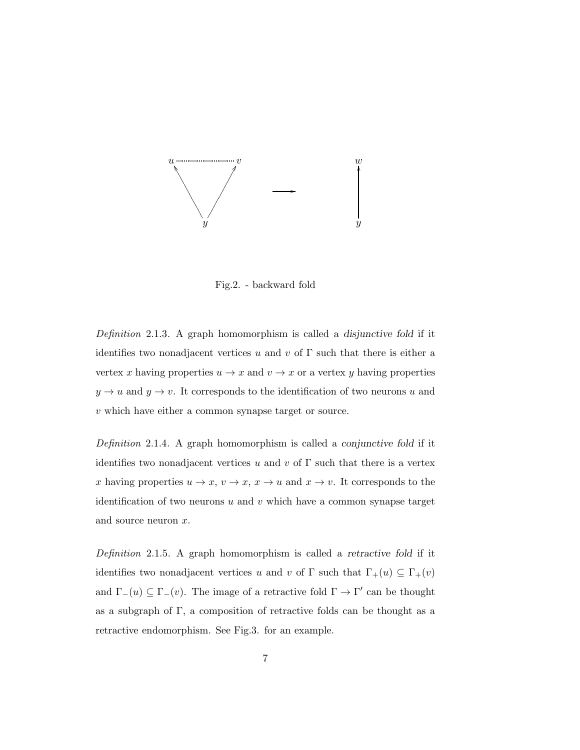Fig.2. - backward fold

*Definition* 2.1.3. A graph homomorphism is called a *disjunctive fold* if it identifies two nonadjacent vertices $u$ and $v$ of $\Gamma$ such that there is either a vertex $x$ having properties $u \to x$ and $v \to x$ or a vertex $y$ having properties $y \to u$ and $y \to v$. It corresponds to the identification of two neurons $u$ and $v$ which have either a common synapse target or source.

*Definition* 2.1.4. A graph homomorphism is called a *conjunctive fold* if it identifies two nonadjacent vertices $u$ and $v$ of $\Gamma$ such that there is a vertex $x$ having properties $u \to x$, $v \to x$, $x \to u$ and $x \to v$. It corresponds to the identification of two neurons $u$ and $v$ which have a common synapse target and source neuron $x$.

*Definition* 2.1.5. A graph homomorphism is called a *retractive fold* if it identifies two nonadjacent vertices $u$ and $v$ of $\Gamma$ such that $\Gamma_+(u) \subseteq \Gamma_+(v)$ and $\Gamma_-(u) \subseteq \Gamma_-(v)$. The image of a retractive fold $\Gamma \to \Gamma'$ can be thought as a subgraph of $\Gamma$, a composition of retractive folds can be thought as a retractive endomorphism. See Fig.3. for an example.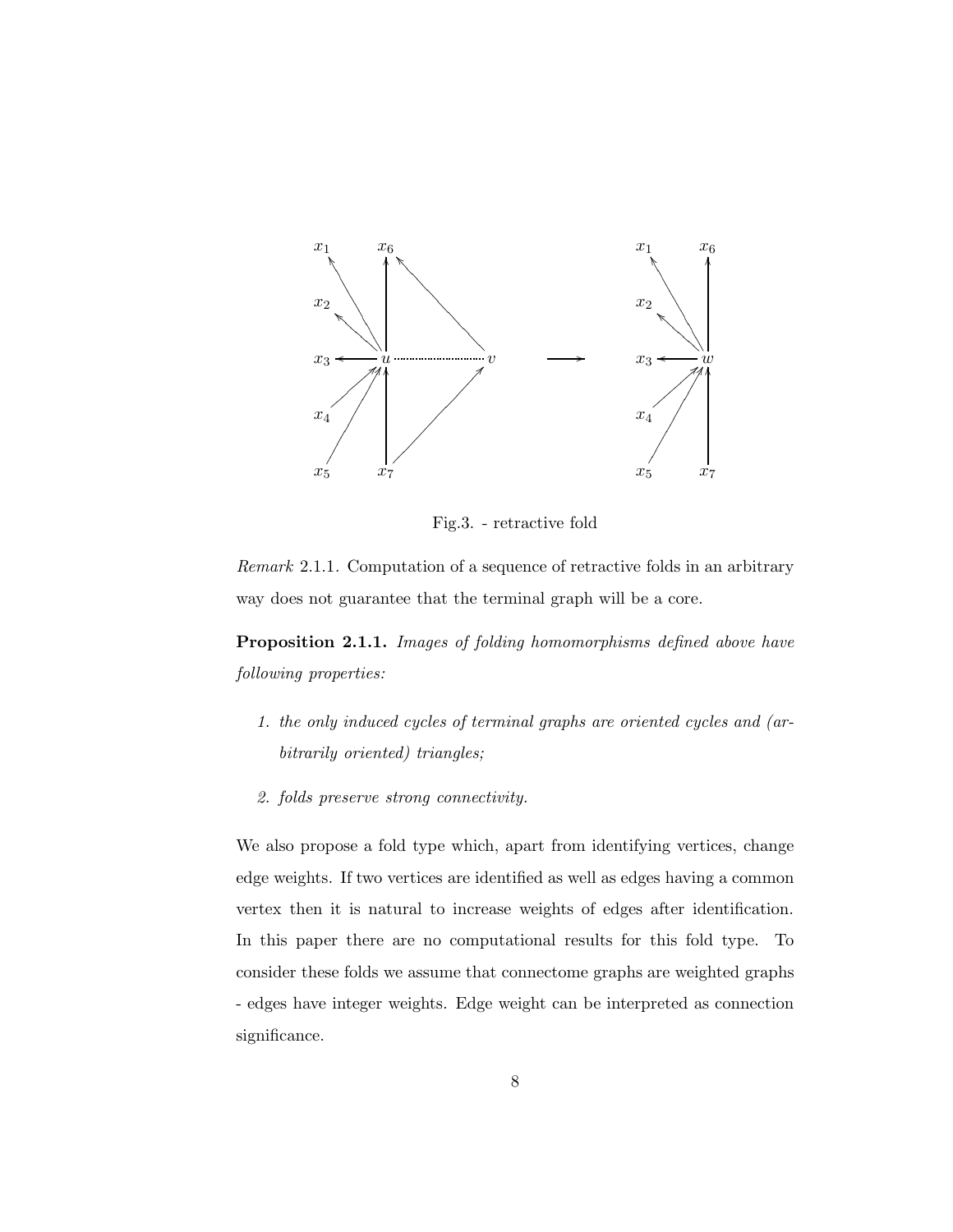Fig.3. - retractive fold

*Remark* 2.1.1. Computation of a sequence of retractive folds in an arbitrary way does not guarantee that the terminal graph will be a core.

**Proposition 2.1.1.** *Images of folding homomorphisms defined above have following properties:*

1. *the only induced cycles of terminal graphs are oriented cycles and (arbitrarily oriented) triangles;*
2. *folds preserve strong connectivity.*

We also propose a fold type which, apart from identifying vertices, change edge weights. If two vertices are identified as well as edges having a common vertex then it is natural to increase weights of edges after identification. In this paper there are no computational results for this fold type. To consider these folds we assume that connectome graphs are weighted graphs - edges have integer weights. Edge weight can be interpreted as connection significance.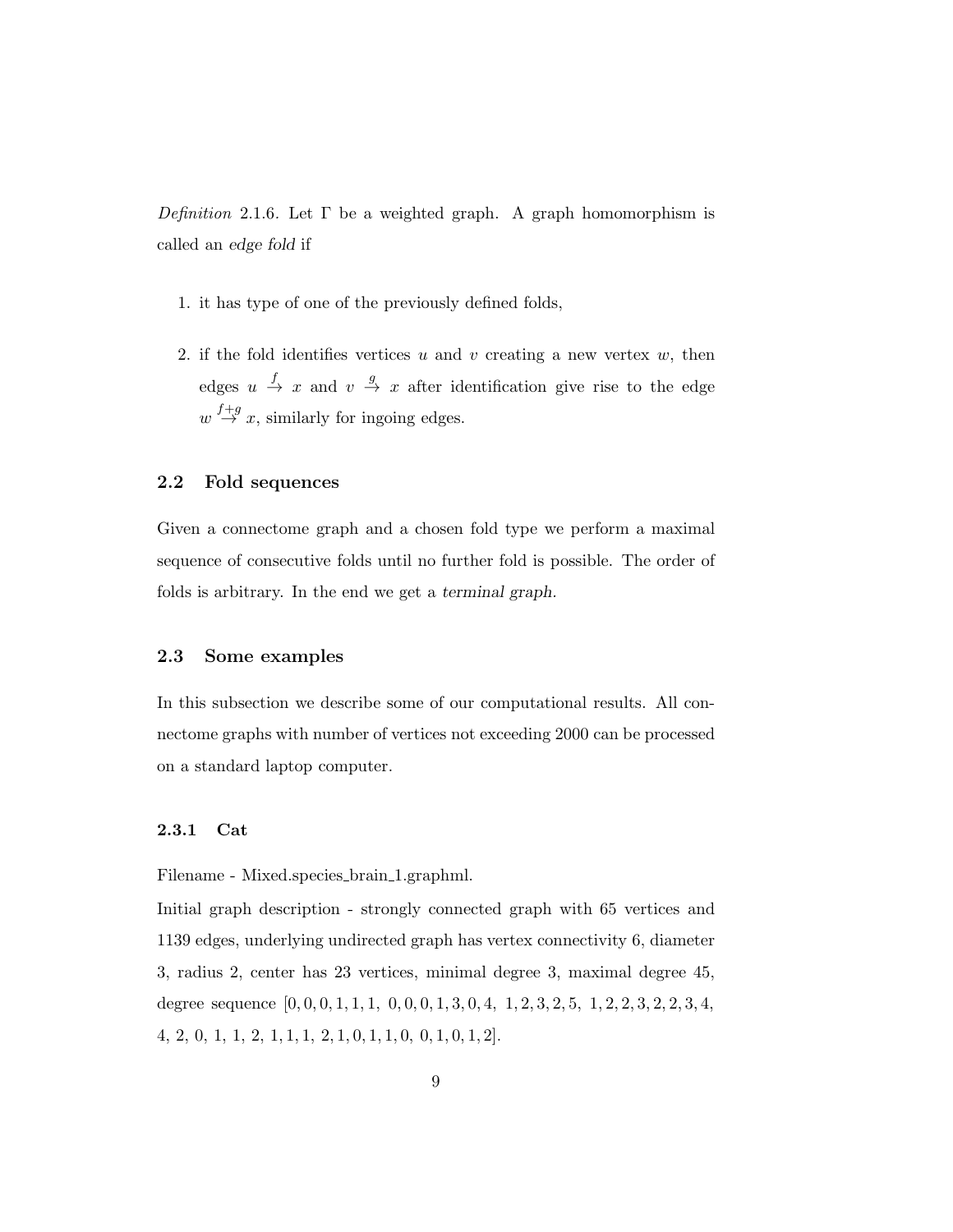*Definition* 2.1.6. Let $\Gamma$ be a weighted graph. A graph homomorphism is called an *edge fold* if

1. it has type of one of the previously defined folds,
2. if the fold identifies vertices $u$ and $v$ creating a new vertex $w$, then edges $u \xrightarrow{f} x$ and $v \xrightarrow{g} x$ after identification give rise to the edge $w \xrightarrow{f+g} x$, similarly for ingoing edges.

## 2.2 Fold sequences

Given a connectome graph and a chosen fold type we perform a maximal sequence of consecutive folds until no further fold is possible. The order of folds is arbitrary. In the end we get a *terminal graph*.

## 2.3 Some examples

In this subsection we describe some of our computational results. All connectome graphs with number of vertices not exceeding 2000 can be processed on a standard laptop computer.

### 2.3.1 Cat

Filename - Mixed.species_brain_1.graphml.

Initial graph description - strongly connected graph with 65 vertices and 1139 edges, underlying undirected graph has vertex connectivity 6, diameter 3, radius 2, center has 23 vertices, minimal degree 3, maximal degree 45, degree sequence [0, 0, 0, 1, 1, 1, 0, 0, 0, 1, 3, 0, 4, 1, 2, 3, 2, 5, 1, 2, 2, 3, 2, 2, 3, 4, 4, 2, 0, 1, 1, 2, 1, 1, 1, 2, 1, 0, 1, 1, 0, 0, 1, 0, 1, 2].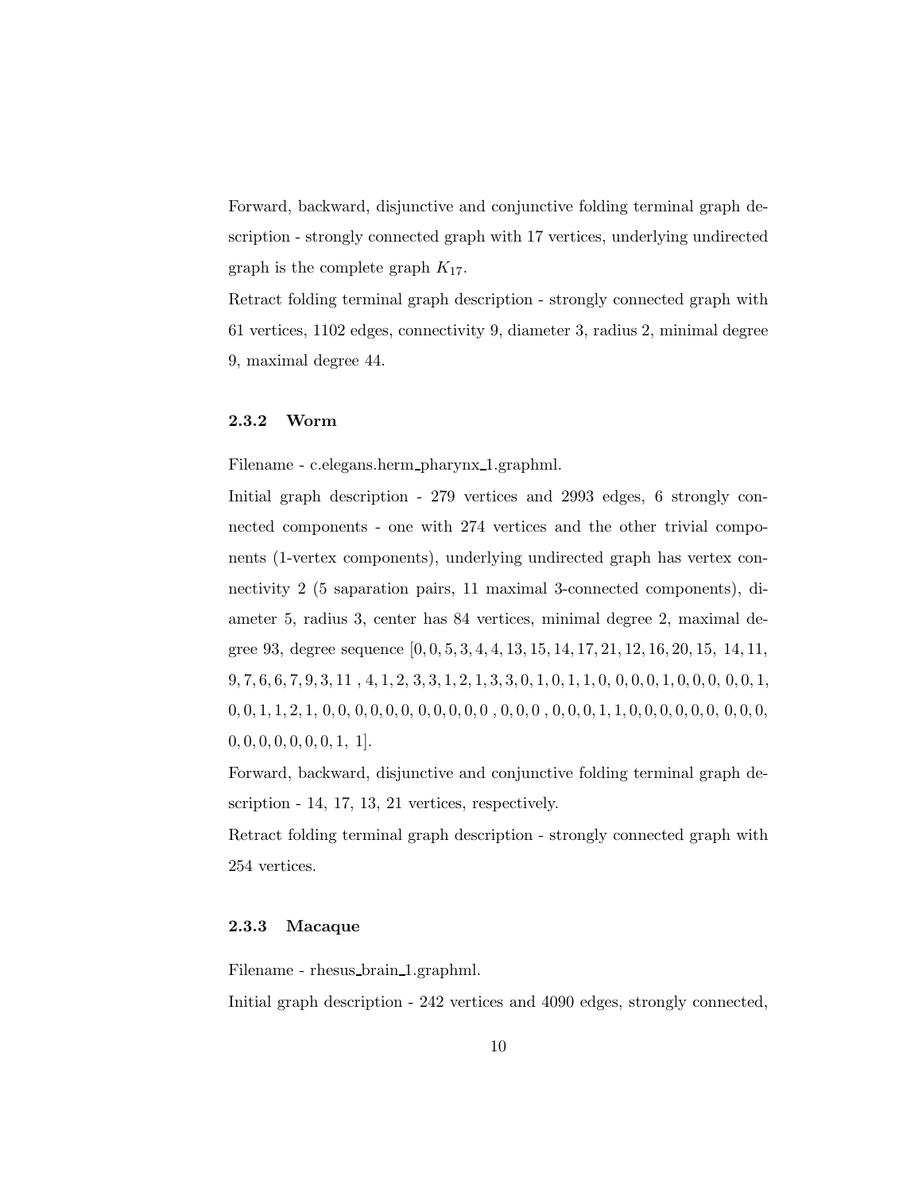Forward, backward, disjunctive and conjunctive folding terminal graph description - strongly connected graph with 17 vertices, underlying undirected graph is the complete graph $K_{17}$.

Retract folding terminal graph description - strongly connected graph with 61 vertices, 1102 edges, connectivity 9, diameter 3, radius 2, minimal degree 9, maximal degree 44.

### 2.3.2 Worm

Filename - c.elegans.herm_pharynx_1.graphml.

Initial graph description - 279 vertices and 2993 edges, 6 strongly connected components - one with 274 vertices and the other trivial components (1-vertex components), underlying undirected graph has vertex connectivity 2 (5 saparation pairs, 11 maximal 3-connected components), diameter 5, radius 3, center has 84 vertices, minimal degree 2, maximal degree 93, degree sequence $[0, 0, 5, 3, 4, 4, 13, 15, 14, 17, 21, 12, 16, 20, 15, 14, 11, 9, 7, 6, 6, 7, 9, 3, 11, 4, 1, 2, 3, 3, 1, 2, 1, 3, 3, 0, 1, 0, 1, 1, 0, 0, 0, 0, 1, 0, 0, 0, 0, 0, 1, 0, 0, 1, 1, 2, 1, 0, 0, 0, 0, 0, 0, 0, 0, 0, 0, 0, 0, 0, 0, 0, 0, 0, 0, 1, 1, 0, 0, 0, 0, 0, 0, 0, 0, 0, 0, 0, 0, 0, 0, 0, 0, 1, 1]$.

Forward, backward, disjunctive and conjunctive folding terminal graph description - 14, 17, 13, 21 vertices, respectively.

Retract folding terminal graph description - strongly connected graph with 254 vertices.

### 2.3.3 Macaque

Filename - rhesus_brain_1.graphml.

Initial graph description - 242 vertices and 4090 edges, strongly connected,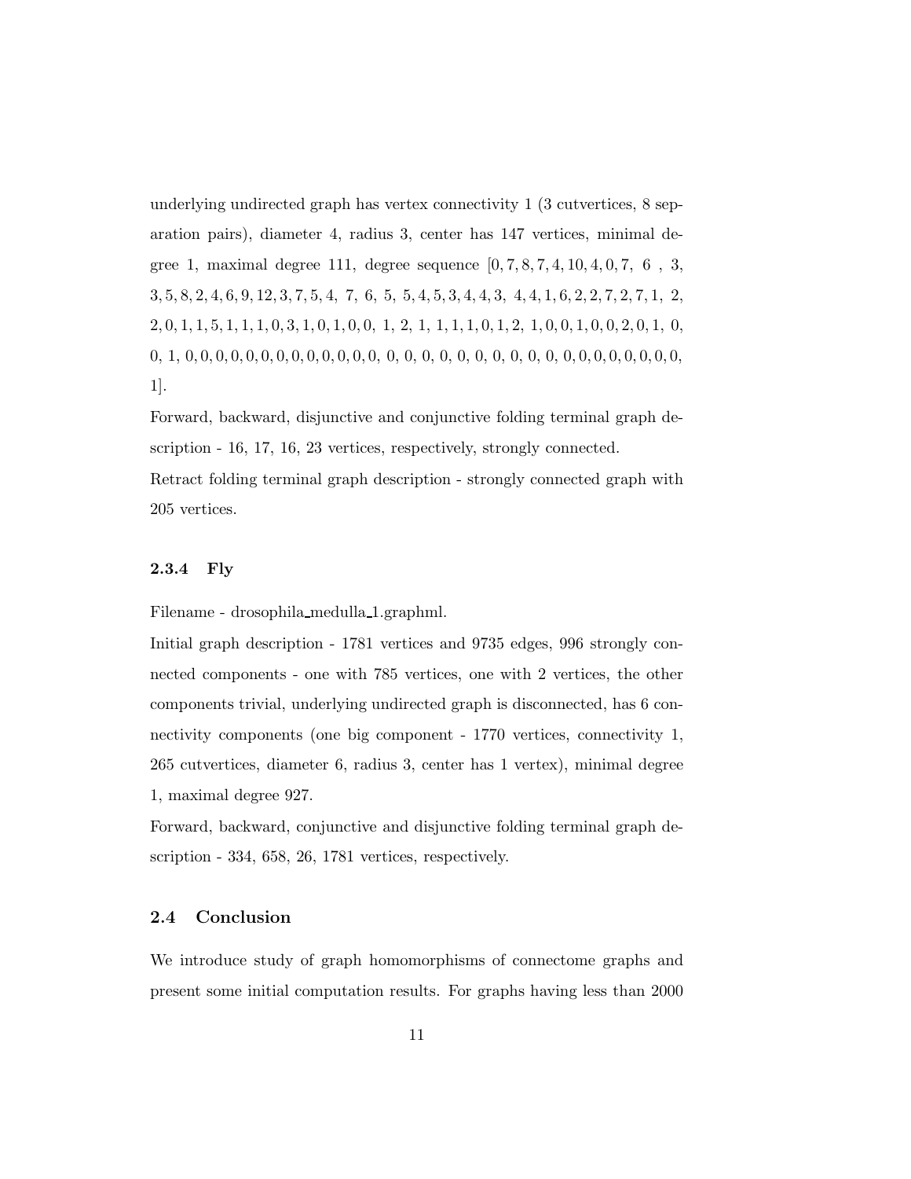underlying undirected graph has vertex connectivity 1 (3 cutvertices, 8 separation pairs), diameter 4, radius 3, center has 147 vertices, minimal degree 1, maximal degree 111, degree sequence [0, 7, 8, 7, 4, 10, 4, 0, 7, 6 , 3, 3, 5, 8, 2, 4, 6, 9, 12, 3, 7, 5, 4, 7, 6, 5, 5, 4, 5, 3, 4, 4, 3, 4, 4, 1, 6, 2, 2, 7, 2, 7, 1, 2, 2, 0, 1, 1, 5, 1, 1, 1, 0, 3, 1, 0, 1, 0, 0, 1, 2, 1, 1, 1, 1, 0, 1, 2, 1, 0, 0, 1, 0, 0, 2, 0, 1, 0, 0, 1, 0, 0, 0, 0, 0, 0, 0, 0, 0, 0, 0, 0, 0, 0, 0, 0, 0, 0, 0, 0, 0, 0, 0, 0, 0, 0, 0, 0, 0, 0, 0, 0, 0, 0, 1].

Forward, backward, disjunctive and conjunctive folding terminal graph description - 16, 17, 16, 23 vertices, respectively, strongly connected.

Retract folding terminal graph description - strongly connected graph with 205 vertices.

### 2.3.4 Fly

Filename - drosophila_medulla_1.graphml.

Initial graph description - 1781 vertices and 9735 edges, 996 strongly connected components - one with 785 vertices, one with 2 vertices, the other components trivial, underlying undirected graph is disconnected, has 6 connectivity components (one big component - 1770 vertices, connectivity 1, 265 cutvertices, diameter 6, radius 3, center has 1 vertex), minimal degree 1, maximal degree 927.

Forward, backward, conjunctive and disjunctive folding terminal graph description - 334, 658, 26, 1781 vertices, respectively.

## 2.4 Conclusion

We introduce study of graph homomorphisms of connectome graphs and present some initial computation results. For graphs having less than 2000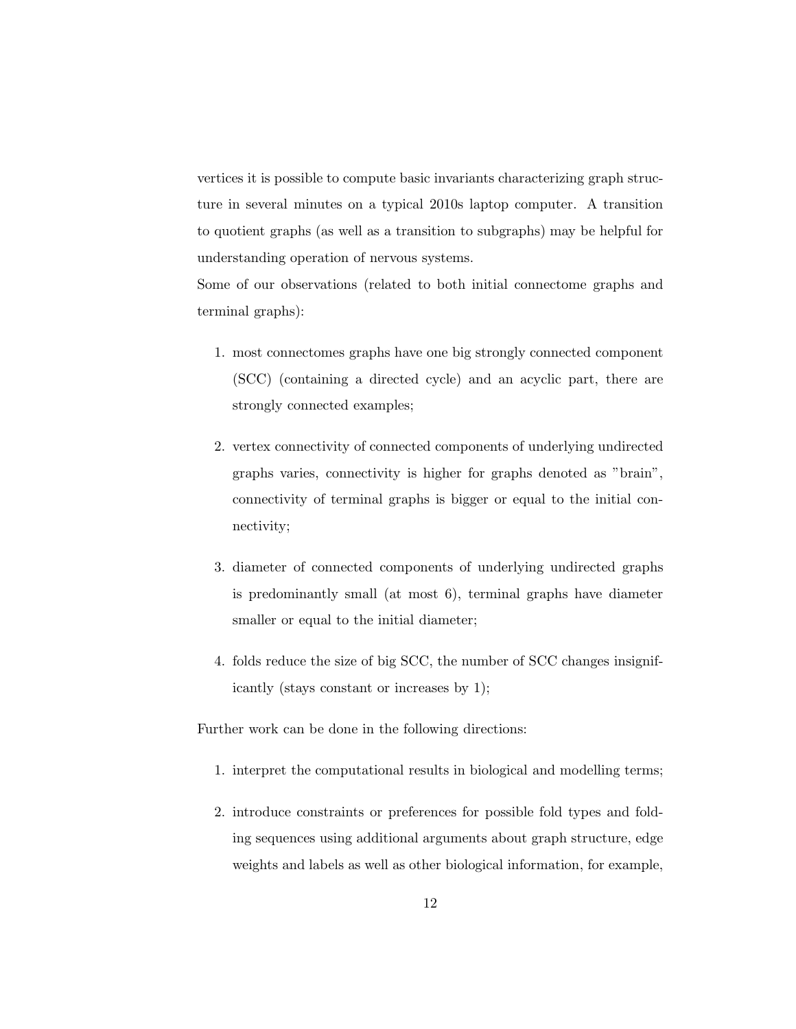vertices it is possible to compute basic invariants characterizing graph structure in several minutes on a typical 2010s laptop computer. A transition to quotient graphs (as well as a transition to subgraphs) may be helpful for understanding operation of nervous systems.

Some of our observations (related to both initial connectome graphs and terminal graphs):

1. most connectomes graphs have one big strongly connected component (SCC) (containing a directed cycle) and an acyclic part, there are strongly connected examples;

2. vertex connectivity of connected components of underlying undirected graphs varies, connectivity is higher for graphs denoted as "brain", connectivity of terminal graphs is bigger or equal to the initial connectivity;

3. diameter of connected components of underlying undirected graphs is predominantly small (at most 6), terminal graphs have diameter smaller or equal to the initial diameter;

4. folds reduce the size of big SCC, the number of SCC changes insignificantly (stays constant or increases by 1);

Further work can be done in the following directions:

1. interpret the computational results in biological and modelling terms;

2. introduce constraints or preferences for possible fold types and folding sequences using additional arguments about graph structure, edge weights and labels as well as other biological information, for example,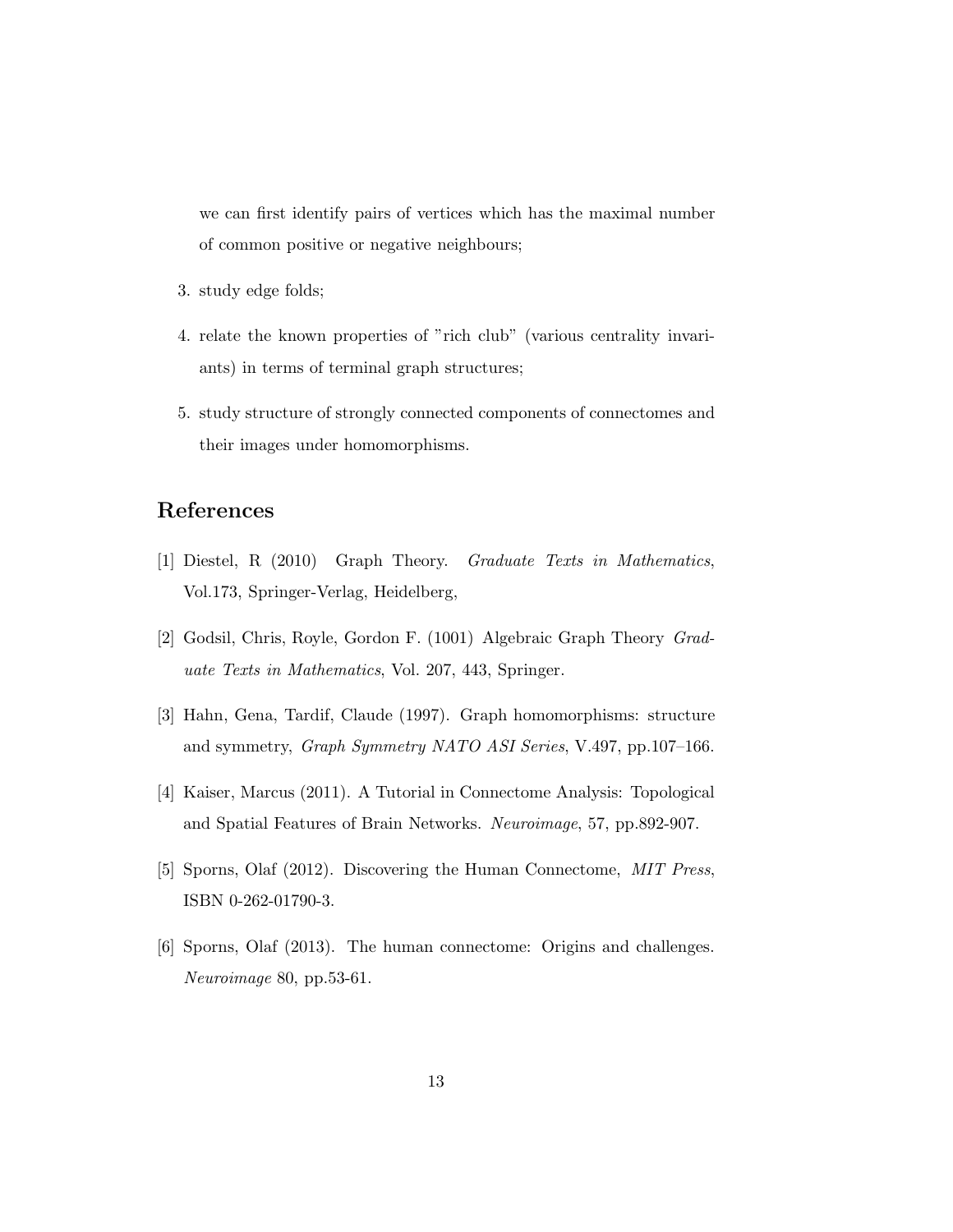we can first identify pairs of vertices which has the maximal number of common positive or negative neighbours;

3. study edge folds;

4. relate the known properties of "rich club" (various centrality invariants) in terms of terminal graph structures;

5. study structure of strongly connected components of connectomes and their images under homomorphisms.

## References

[1] Diestel, R (2010) Graph Theory. *Graduate Texts in Mathematics*, Vol.173, Springer-Verlag, Heidelberg,

[2] Godsil, Chris, Royle, Gordon F. (1001) Algebraic Graph Theory *Graduate Texts in Mathematics*, Vol. 207, 443, Springer.

[3] Hahn, Gena, Tardif, Claude (1997). Graph homomorphisms: structure and symmetry, *Graph Symmetry NATO ASI Series*, V.497, pp.107–166.

[4] Kaiser, Marcus (2011). A Tutorial in Connectome Analysis: Topological and Spatial Features of Brain Networks. *Neuroimage*, 57, pp.892-907.

[5] Sporns, Olaf (2012). Discovering the Human Connectome, *MIT Press*, ISBN 0-262-01790-3.

[6] Sporns, Olaf (2013). The human connectome: Origins and challenges. *Neuroimage* 80, pp.53-61.